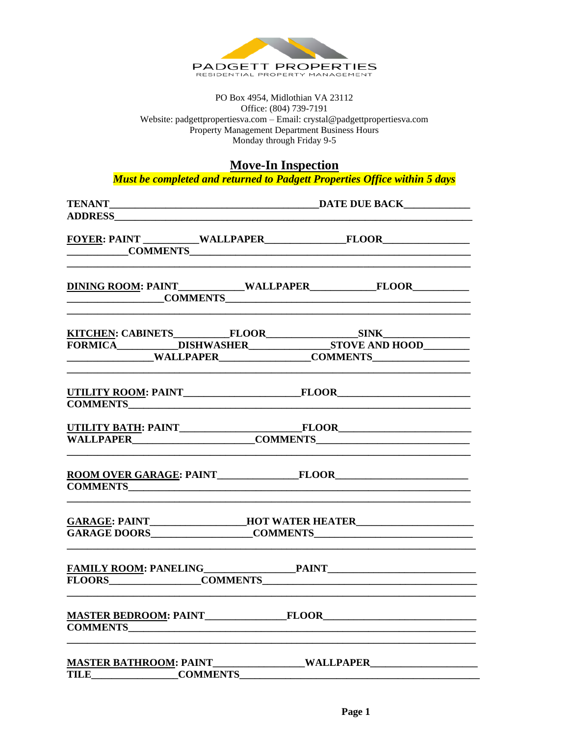PADGETT PROPERTIES
RESIDENTIAL PROPERTY MANAGEMENT

PO Box 4954, Midlothian VA 23112
Office: (804) 739-7191
Website: padgettpropertiesva.com – Email: crystal@padgettpropertiesva.com
Property Management Department Business Hours
Monday through Friday 9-5

# Move-In Inspection

***Must be completed and returned to Padgett Properties Office within 5 days***

**TENANT**__________________________________________**DATE DUE BACK**_____________
**ADDRESS**____________________________________________________________________

**FOYER: PAINT** __________**WALLPAPER**_______________**FOLOOR**________________
___________**COMMENTS**_________________________________________________________
_______________________________________________________________________________

**DINING ROOM: PAINT**____________**WALLPAPER**____________**FLOOR**__________
__________________**COMMENTS**__________________________________________________
_______________________________________________________________________________

**KITCHEN: CABINETS**__________**FLOOR**_________________**SINK**________________
**FORMICA**___________**DISHWASHER**_______________**STOVE AND HOOD**________
________________**WALLPAPER**_________________**COMMENTS**__________________
_______________________________________________________________________________

**UTILITY ROOM: PAINT**______________________**FLOOR**________________________
**COMMENTS**___________________________________________________________________

**UTILITY BATH: PAINT**_______________________**FLOOR**________________________
**WALLPAPER**_______________________**COMMENTS**____________________________
_______________________________________________________________________________

**ROOM OVER GARAGE: PAINT**_______________**FLOOR**_________________________
**COMMENTS**___________________________________________________________________
_______________________________________________________________________________

**GARAGE: PAINT**_________________**HOT WATER HEATER**______________________
**GARAGE DOORS**___________________**COMMENTS**______________________________
_______________________________________________________________________________

**FAMILY ROOM: PANELING**________________**PAINT**____________________________
**FLOORS**_________________**COMMENTS**_______________________________________
_______________________________________________________________________________

**MASTER BEDROOM: PAINT**_______________**FLOOR**_____________________________
**COMMENTS**___________________________________________________________________
_______________________________________________________________________________

**MASTER BATHROOM: PAINT**_________________**WALLPAPER**____________________
**TILE**_________________**COMMENTS**__________________________________________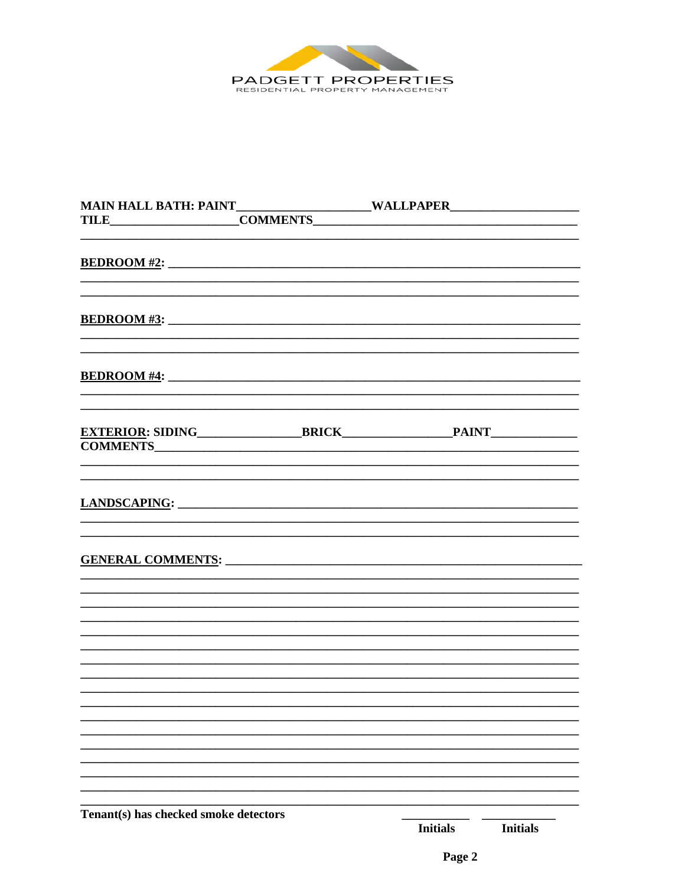PADGETT PROPERTIES
RESIDENTIAL PROPERTY MANAGEMENT

**MAIN HALL BATH: PAINT____________________WALLPAPER____________________**
**TILE____________________COMMENTS__________________________________________**

______________________________________________________________________________

**BEDROOM #2:** ______________________________________________________________

______________________________________________________________________________

______________________________________________________________________________

**BEDROOM #3:** ______________________________________________________________

______________________________________________________________________________

______________________________________________________________________________

**BEDROOM #4:** ______________________________________________________________

______________________________________________________________________________

______________________________________________________________________________

**EXTERIOR: SIDING________________BRICK_________________PAINT______________**
**COMMENTS__________________________________________________________________**

______________________________________________________________________________

______________________________________________________________________________

**LANDSCAPING:** _____________________________________________________________

______________________________________________________________________________

______________________________________________________________________________

**GENERAL COMMENTS:** ________________________________________________________

______________________________________________________________________________

______________________________________________________________________________

______________________________________________________________________________

______________________________________________________________________________

______________________________________________________________________________

______________________________________________________________________________

______________________________________________________________________________

______________________________________________________________________________

______________________________________________________________________________

______________________________________________________________________________

______________________________________________________________________________

______________________________________________________________________________

______________________________________________________________________________

______________________________________________________________________________

______________________________________________________________________________

______________________________________________________________________________

______________________________________________________________________________

**Tenant(s) has checked smoke detectors** ___________ ___________

**Initials** **Initials**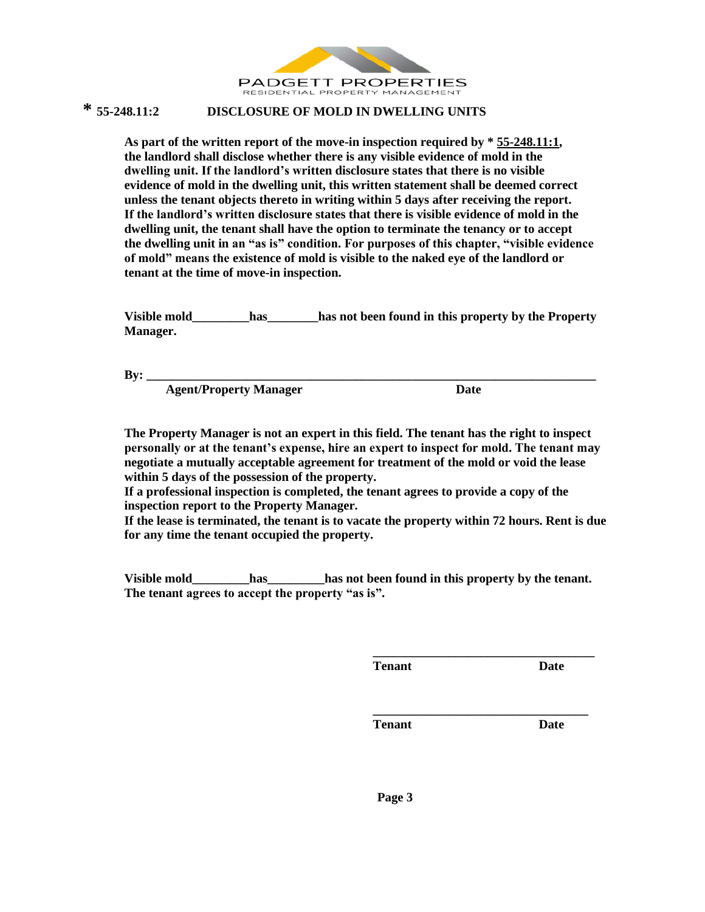PADGETT PROPERTIES
RESIDENTIAL PROPERTY MANAGEMENT

**\* 55-248.11:2 DISCLOSURE OF MOLD IN DWELLING UNITS**

**As part of the written report of the move-in inspection required by * 55-248.11:1, the landlord shall disclose whether there is any visible evidence of mold in the dwelling unit. If the landlord's written disclosure states that there is no visible evidence of mold in the dwelling unit, this written statement shall be deemed correct unless the tenant objects thereto in writing within 5 days after receiving the report. If the landlord's written disclosure states that there is visible evidence of mold in the dwelling unit, the tenant shall have the option to terminate the tenancy or to accept the dwelling unit in an "as is" condition. For purposes of this chapter, "visible evidence of mold" means the existence of mold is visible to the naked eye of the landlord or tenant at the time of move-in inspection.**

**Visible mold_________has________has not been found in this property by the Property Manager.**

**By: ___________________________________________________________________________**

**Agent/Property Manager                    Date**

**The Property Manager is not an expert in this field. The tenant has the right to inspect personally or at the tenant's expense, hire an expert to inspect for mold. The tenant may negotiate a mutually acceptable agreement for treatment of the mold or void the lease within 5 days of the possession of the property.**

**If a professional inspection is completed, the tenant agrees to provide a copy of the inspection report to the Property Manager.**

**If the lease is terminated, the tenant is to vacate the property within 72 hours. Rent is due for any time the tenant occupied the property.**

**Visible mold_________has_________has not been found in this property by the tenant. The tenant agrees to accept the property "as is".**

**_____________________________________**

**Tenant                    Date**

**_____________________________________**

**Tenant                    Date**